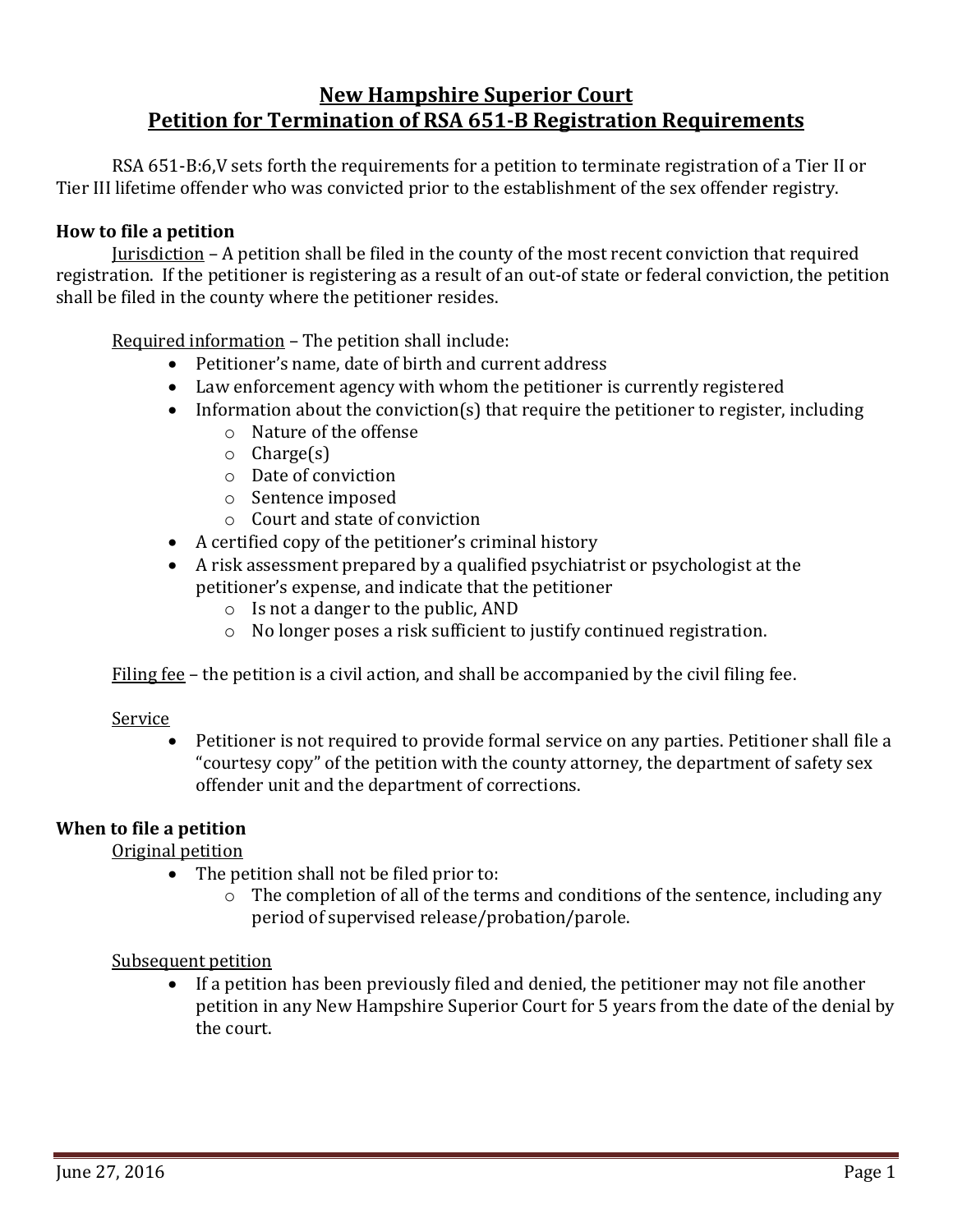# New Hampshire Superior Court
# Petition for Termination of RSA 651-B Registration Requirements

RSA 651-B:6,V sets forth the requirements for a petition to terminate registration of a Tier II or Tier III lifetime offender who was convicted prior to the establishment of the sex offender registry.

## How to file a petition

Jurisdiction – A petition shall be filed in the county of the most recent conviction that required registration. If the petitioner is registering as a result of an out-of state or federal conviction, the petition shall be filed in the county where the petitioner resides.

Required information – The petition shall include:

- Petitioner's name, date of birth and current address
- Law enforcement agency with whom the petitioner is currently registered
- Information about the conviction(s) that require the petitioner to register, including
  - Nature of the offense
  - Charge(s)
  - Date of conviction
  - Sentence imposed
  - Court and state of conviction
- A certified copy of the petitioner's criminal history
- A risk assessment prepared by a qualified psychiatrist or psychologist at the petitioner's expense, and indicate that the petitioner
  - Is not a danger to the public, AND
  - No longer poses a risk sufficient to justify continued registration.

Filing fee – the petition is a civil action, and shall be accompanied by the civil filing fee.

Service

- Petitioner is not required to provide formal service on any parties. Petitioner shall file a "courtesy copy" of the petition with the county attorney, the department of safety sex offender unit and the department of corrections.

## When to file a petition

Original petition

- The petition shall not be filed prior to:
  - The completion of all of the terms and conditions of the sentence, including any period of supervised release/probation/parole.

Subsequent petition

- If a petition has been previously filed and denied, the petitioner may not file another petition in any New Hampshire Superior Court for 5 years from the date of the denial by the court.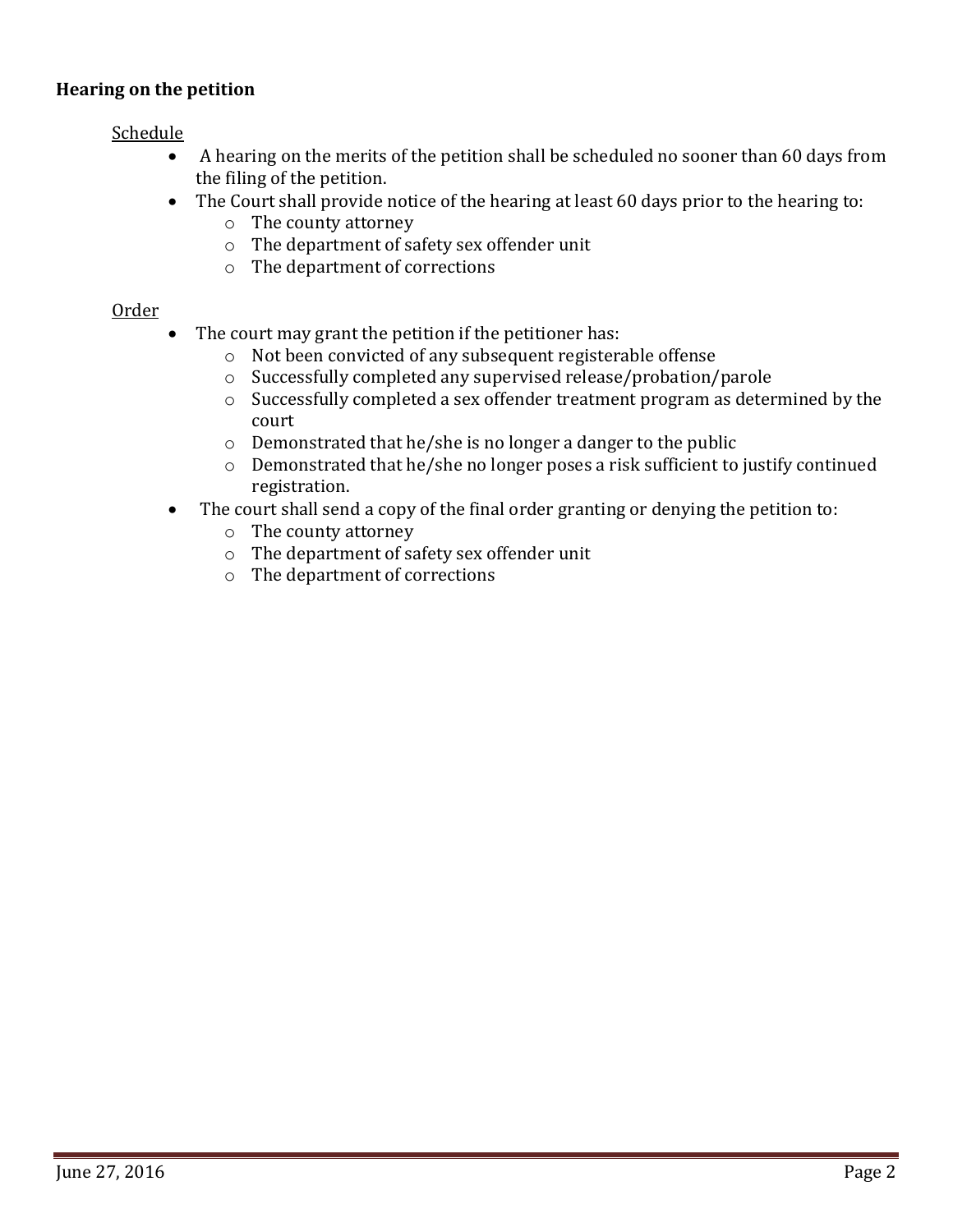**Hearing on the petition**

Schedule

- A hearing on the merits of the petition shall be scheduled no sooner than 60 days from the filing of the petition.
- The Court shall provide notice of the hearing at least 60 days prior to the hearing to:
    - The county attorney
    - The department of safety sex offender unit
    - The department of corrections

Order

- The court may grant the petition if the petitioner has:
    - Not been convicted of any subsequent registerable offense
    - Successfully completed any supervised release/probation/parole
    - Successfully completed a sex offender treatment program as determined by the court
    - Demonstrated that he/she is no longer a danger to the public
    - Demonstrated that he/she no longer poses a risk sufficient to justify continued registration.
- The court shall send a copy of the final order granting or denying the petition to:
    - The county attorney
    - The department of safety sex offender unit
    - The department of corrections